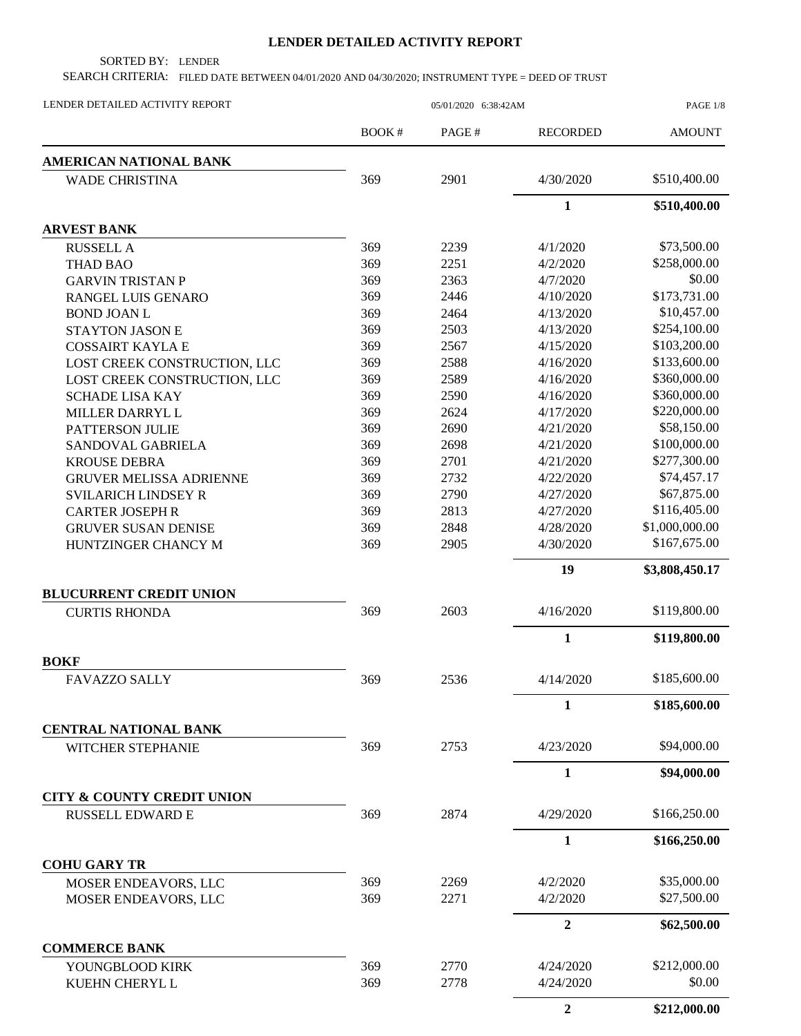# LENDER DETAILED ACTIVITY REPORT

SORTED BY: LENDER

SEARCH CRITERIA: FILED DATE BETWEEN 04/01/2020 AND 04/30/2020; INSTRUMENT TYPE = DEED OF TRUST

LENDER DETAILED ACTIVITY REPORT 05/01/2020 6:38:42AM

| | BOOK # | PAGE # | RECORDED | AMOUNT |
|---|---|---|---|---|
| **AMERICAN NATIONAL BANK** | | | | |
| WADE CHRISTINA | 369 | 2901 | 4/30/2020 | $510,400.00 |
| | | | **1** | **$510,400.00** |
| **ARVEST BANK** | | | | |
| RUSSELL A | 369 | 2239 | 4/1/2020 | $73,500.00 |
| THAD BAO | 369 | 2251 | 4/2/2020 | $258,000.00 |
| GARVIN TRISTAN P | 369 | 2363 | 4/7/2020 | $0.00 |
| RANGEL LUIS GENARO | 369 | 2446 | 4/10/2020 | $173,731.00 |
| BOND JOAN L | 369 | 2464 | 4/13/2020 | $10,457.00 |
| STAYTON JASON E | 369 | 2503 | 4/13/2020 | $254,100.00 |
| COSSAIRT KAYLA E | 369 | 2567 | 4/15/2020 | $103,200.00 |
| LOST CREEK CONSTRUCTION, LLC | 369 | 2588 | 4/16/2020 | $133,600.00 |
| LOST CREEK CONSTRUCTION, LLC | 369 | 2589 | 4/16/2020 | $360,000.00 |
| SCHADE LISA KAY | 369 | 2590 | 4/16/2020 | $360,000.00 |
| MILLER DARRYL L | 369 | 2624 | 4/17/2020 | $220,000.00 |
| PATTERSON JULIE | 369 | 2690 | 4/21/2020 | $58,150.00 |
| SANDOVAL GABRIELA | 369 | 2698 | 4/21/2020 | $100,000.00 |
| KROUSE DEBRA | 369 | 2701 | 4/21/2020 | $277,300.00 |
| GRUVER MELISSA ADRIENNE | 369 | 2732 | 4/22/2020 | $74,457.17 |
| SVILARICH LINDSEY R | 369 | 2790 | 4/27/2020 | $67,875.00 |
| CARTER JOSEPH R | 369 | 2813 | 4/27/2020 | $116,405.00 |
| GRUVER SUSAN DENISE | 369 | 2848 | 4/28/2020 | $1,000,000.00 |
| HUNTZINGER CHANCY M | 369 | 2905 | 4/30/2020 | $167,675.00 |
| | | | **19** | **$3,808,450.17** |
| **BLUCURRENT CREDIT UNION** | | | | |
| CURTIS RHONDA | 369 | 2603 | 4/16/2020 | $119,800.00 |
| | | | **1** | **$119,800.00** |
| **BOKF** | | | | |
| FAVAZZO SALLY | 369 | 2536 | 4/14/2020 | $185,600.00 |
| | | | **1** | **$185,600.00** |
| **CENTRAL NATIONAL BANK** | | | | |
| WITCHER STEPHANIE | 369 | 2753 | 4/23/2020 | $94,000.00 |
| | | | **1** | **$94,000.00** |
| **CITY & COUNTY CREDIT UNION** | | | | |
| RUSSELL EDWARD E | 369 | 2874 | 4/29/2020 | $166,250.00 |
| | | | **1** | **$166,250.00** |
| **COHU GARY TR** | | | | |
| MOSER ENDEAVORS, LLC | 369 | 2269 | 4/2/2020 | $35,000.00 |
| MOSER ENDEAVORS, LLC | 369 | 2271 | 4/2/2020 | $27,500.00 |
| | | | **2** | **$62,500.00** |
| **COMMERCE BANK** | | | | |
| YOUNGBLOOD KIRK | 369 | 2770 | 4/24/2020 | $212,000.00 |
| KUEHN CHERYL L | 369 | 2778 | 4/24/2020 | $0.00 |
| | | | **2** | **$212,000.00** |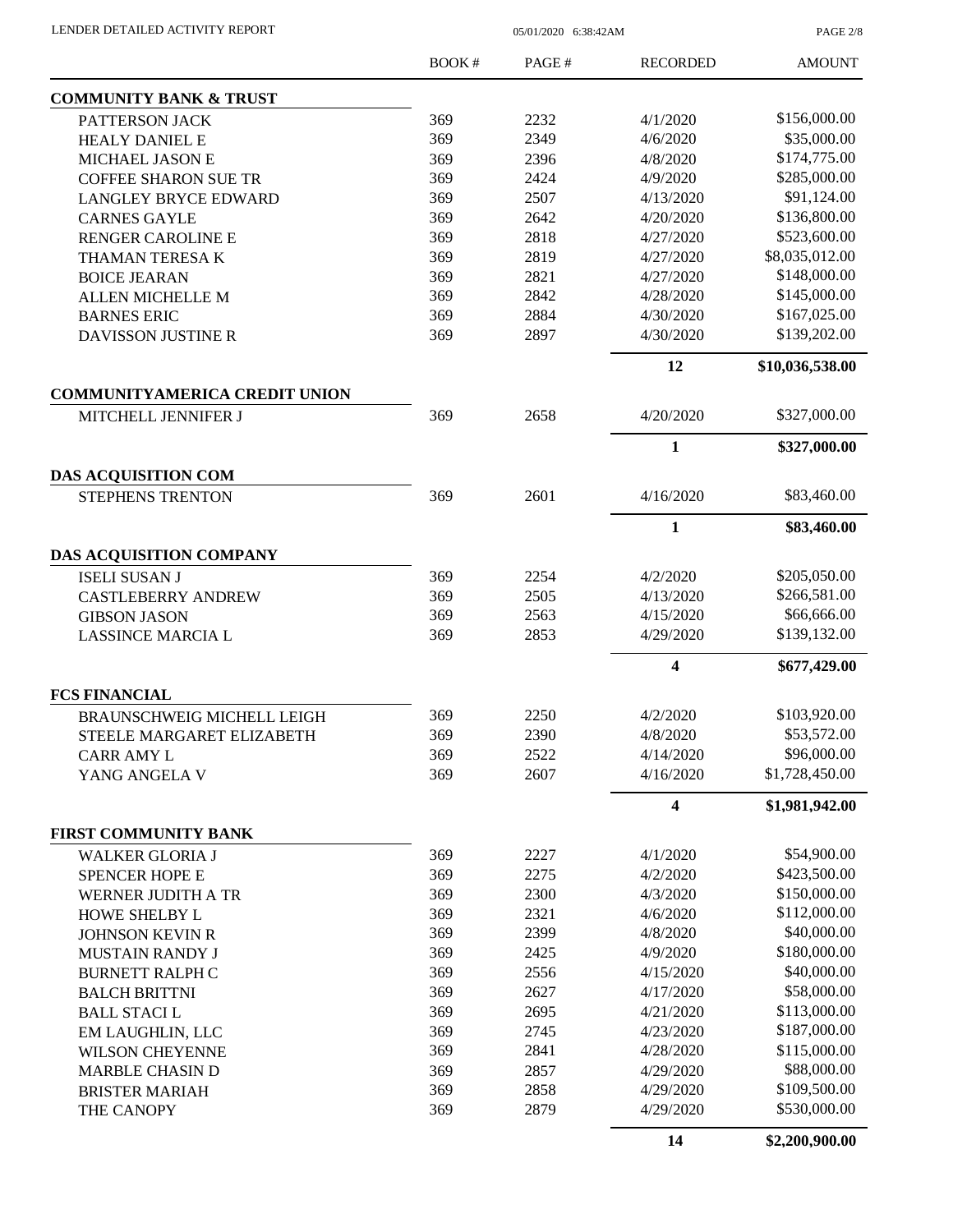| | BOOK # | PAGE # | RECORDED | AMOUNT |
|---|---|---|---|---|
| **COMMUNITY BANK & TRUST** | | | | |
| PATTERSON JACK | 369 | 2232 | 4/1/2020 | \$156,000.00 |
| HEALY DANIEL E | 369 | 2349 | 4/6/2020 | \$35,000.00 |
| MICHAEL JASON E | 369 | 2396 | 4/8/2020 | \$174,775.00 |
| COFFEE SHARON SUE TR | 369 | 2424 | 4/9/2020 | \$285,000.00 |
| LANGLEY BRYCE EDWARD | 369 | 2507 | 4/13/2020 | \$91,124.00 |
| CARNES GAYLE | 369 | 2642 | 4/20/2020 | \$136,800.00 |
| RENGER CAROLINE E | 369 | 2818 | 4/27/2020 | \$523,600.00 |
| THAMAN TERESA K | 369 | 2819 | 4/27/2020 | \$8,035,012.00 |
| BOICE JEARAN | 369 | 2821 | 4/27/2020 | \$148,000.00 |
| ALLEN MICHELLE M | 369 | 2842 | 4/28/2020 | \$145,000.00 |
| BARNES ERIC | 369 | 2884 | 4/30/2020 | \$167,025.00 |
| DAVISSON JUSTINE R | 369 | 2897 | 4/30/2020 | \$139,202.00 |
| | | | **12** | **\$10,036,538.00** |
| **COMMUNITYAMERICA CREDIT UNION** | | | | |
| MITCHELL JENNIFER J | 369 | 2658 | 4/20/2020 | \$327,000.00 |
| | | | **1** | **\$327,000.00** |
| **DAS ACQUISITION COM** | | | | |
| STEPHENS TRENTON | 369 | 2601 | 4/16/2020 | \$83,460.00 |
| | | | **1** | **\$83,460.00** |
| **DAS ACQUISITION COMPANY** | | | | |
| ISELI SUSAN J | 369 | 2254 | 4/2/2020 | \$205,050.00 |
| CASTLEBERRY ANDREW | 369 | 2505 | 4/13/2020 | \$266,581.00 |
| GIBSON JASON | 369 | 2563 | 4/15/2020 | \$66,666.00 |
| LASSINCE MARCIA L | 369 | 2853 | 4/29/2020 | \$139,132.00 |
| | | | **4** | **\$677,429.00** |
| **FCS FINANCIAL** | | | | |
| BRAUNSCHWEIG MICHELL LEIGH | 369 | 2250 | 4/2/2020 | \$103,920.00 |
| STEELE MARGARET ELIZABETH | 369 | 2390 | 4/8/2020 | \$53,572.00 |
| CARR AMY L | 369 | 2522 | 4/14/2020 | \$96,000.00 |
| YANG ANGELA V | 369 | 2607 | 4/16/2020 | \$1,728,450.00 |
| | | | **4** | **\$1,981,942.00** |
| **FIRST COMMUNITY BANK** | | | | |
| WALKER GLORIA J | 369 | 2227 | 4/1/2020 | \$54,900.00 |
| SPENCER HOPE E | 369 | 2275 | 4/2/2020 | \$423,500.00 |
| WERNER JUDITH A TR | 369 | 2300 | 4/3/2020 | \$150,000.00 |
| HOWE SHELBY L | 369 | 2321 | 4/6/2020 | \$112,000.00 |
| JOHNSON KEVIN R | 369 | 2399 | 4/8/2020 | \$40,000.00 |
| MUSTAIN RANDY J | 369 | 2425 | 4/9/2020 | \$180,000.00 |
| BURNETT RALPH C | 369 | 2556 | 4/15/2020 | \$40,000.00 |
| BALCH BRITTNI | 369 | 2627 | 4/17/2020 | \$58,000.00 |
| BALL STACI L | 369 | 2695 | 4/21/2020 | \$113,000.00 |
| EM LAUGHLIN, LLC | 369 | 2745 | 4/23/2020 | \$187,000.00 |
| WILSON CHEYENNE | 369 | 2841 | 4/28/2020 | \$115,000.00 |
| MARBLE CHASIN D | 369 | 2857 | 4/29/2020 | \$88,000.00 |
| BRISTER MARIAH | 369 | 2858 | 4/29/2020 | \$109,500.00 |
| THE CANOPY | 369 | 2879 | 4/29/2020 | \$530,000.00 |
| | | | **14** | **\$2,200,900.00** |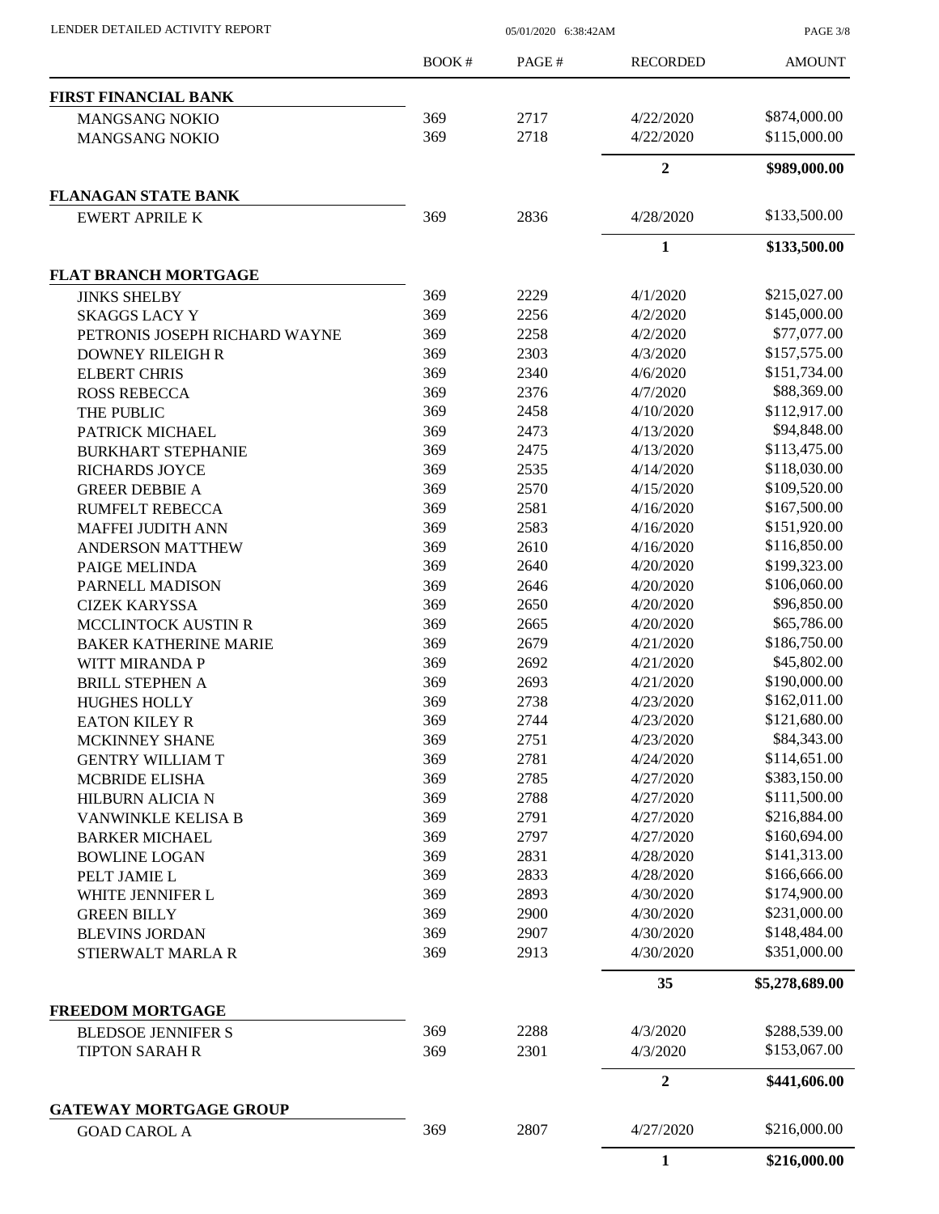| | BOOK # | PAGE # | RECORDED | AMOUNT |
|---|---|---|---|---|
| **FIRST FINANCIAL BANK** | | | | |
| MANGSANG NOKIO | 369 | 2717 | 4/22/2020 | $874,000.00 |
| MANGSANG NOKIO | 369 | 2718 | 4/22/2020 | $115,000.00 |
| | | | **2** | **$989,000.00** |
| **FLANAGAN STATE BANK** | | | | |
| EWERT APRILE K | 369 | 2836 | 4/28/2020 | $133,500.00 |
| | | | **1** | **$133,500.00** |
| **FLAT BRANCH MORTGAGE** | | | | |
| JINKS SHELBY | 369 | 2229 | 4/1/2020 | $215,027.00 |
| SKAGGS LACY Y | 369 | 2256 | 4/2/2020 | $145,000.00 |
| PETRONIS JOSEPH RICHARD WAYNE | 369 | 2258 | 4/2/2020 | $77,077.00 |
| DOWNEY RILEIGH R | 369 | 2303 | 4/3/2020 | $157,575.00 |
| ELBERT CHRIS | 369 | 2340 | 4/6/2020 | $151,734.00 |
| ROSS REBECCA | 369 | 2376 | 4/7/2020 | $88,369.00 |
| THE PUBLIC | 369 | 2458 | 4/10/2020 | $112,917.00 |
| PATRICK MICHAEL | 369 | 2473 | 4/13/2020 | $94,848.00 |
| BURKHART STEPHANIE | 369 | 2475 | 4/13/2020 | $113,475.00 |
| RICHARDS JOYCE | 369 | 2535 | 4/14/2020 | $118,030.00 |
| GREER DEBBIE A | 369 | 2570 | 4/15/2020 | $109,520.00 |
| RUMFELT REBECCA | 369 | 2581 | 4/16/2020 | $167,500.00 |
| MAFFEI JUDITH ANN | 369 | 2583 | 4/16/2020 | $151,920.00 |
| ANDERSON MATTHEW | 369 | 2610 | 4/16/2020 | $116,850.00 |
| PAIGE MELINDA | 369 | 2640 | 4/20/2020 | $199,323.00 |
| PARNELL MADISON | 369 | 2646 | 4/20/2020 | $106,060.00 |
| CIZEK KARYSSA | 369 | 2650 | 4/20/2020 | $96,850.00 |
| MCCLINTOCK AUSTIN R | 369 | 2665 | 4/20/2020 | $65,786.00 |
| BAKER KATHERINE MARIE | 369 | 2679 | 4/21/2020 | $186,750.00 |
| WITT MIRANDA P | 369 | 2692 | 4/21/2020 | $45,802.00 |
| BRILL STEPHEN A | 369 | 2693 | 4/21/2020 | $190,000.00 |
| HUGHES HOLLY | 369 | 2738 | 4/23/2020 | $162,011.00 |
| EATON KILEY R | 369 | 2744 | 4/23/2020 | $121,680.00 |
| MCKINNEY SHANE | 369 | 2751 | 4/23/2020 | $84,343.00 |
| GENTRY WILLIAM T | 369 | 2781 | 4/24/2020 | $114,651.00 |
| MCBRIDE ELISHA | 369 | 2785 | 4/27/2020 | $383,150.00 |
| HILBURN ALICIA N | 369 | 2788 | 4/27/2020 | $111,500.00 |
| VANWINKLE KELISA B | 369 | 2791 | 4/27/2020 | $216,884.00 |
| BARKER MICHAEL | 369 | 2797 | 4/27/2020 | $160,694.00 |
| BOWLINE LOGAN | 369 | 2831 | 4/28/2020 | $141,313.00 |
| PELT JAMIE L | 369 | 2833 | 4/28/2020 | $166,666.00 |
| WHITE JENNIFER L | 369 | 2893 | 4/30/2020 | $174,900.00 |
| GREEN BILLY | 369 | 2900 | 4/30/2020 | $231,000.00 |
| BLEVINS JORDAN | 369 | 2907 | 4/30/2020 | $148,484.00 |
| STIERWALT MARLA R | 369 | 2913 | 4/30/2020 | $351,000.00 |
| | | | **35** | **$5,278,689.00** |
| **FREEDOM MORTGAGE** | | | | |
| BLEDSOE JENNIFER S | 369 | 2288 | 4/3/2020 | $288,539.00 |
| TIPTON SARAH R | 369 | 2301 | 4/3/2020 | $153,067.00 |
| | | | **2** | **$441,606.00** |
| **GATEWAY MORTGAGE GROUP** | | | | |
| GOAD CAROL A | 369 | 2807 | 4/27/2020 | $216,000.00 |
| | | | **1** | **$216,000.00** |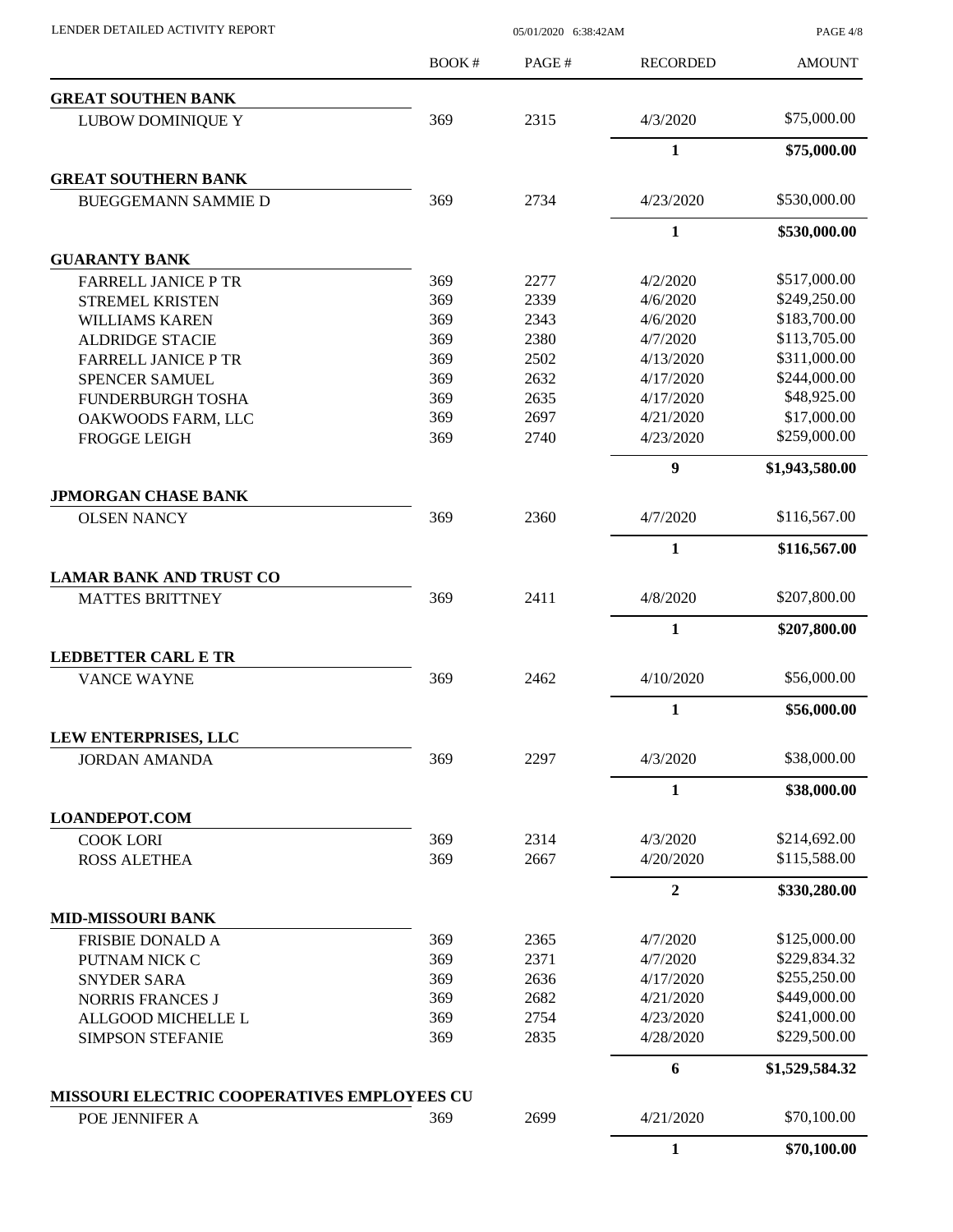| | BOOK # | PAGE # | RECORDED | AMOUNT |
|---|---|---|---|---|
| **GREAT SOUTHEN BANK** | | | | |
| LUBOW DOMINIQUE Y | 369 | 2315 | 4/3/2020 | $75,000.00 |
| | | | **1** | **$75,000.00** |
| **GREAT SOUTHERN BANK** | | | | |
| BUEGGEMANN SAMMIE D | 369 | 2734 | 4/23/2020 | $530,000.00 |
| | | | **1** | **$530,000.00** |
| **GUARANTY BANK** | | | | |
| FARRELL JANICE P TR | 369 | 2277 | 4/2/2020 | $517,000.00 |
| STREMEL KRISTEN | 369 | 2339 | 4/6/2020 | $249,250.00 |
| WILLIAMS KAREN | 369 | 2343 | 4/6/2020 | $183,700.00 |
| ALDRIDGE STACIE | 369 | 2380 | 4/7/2020 | $113,705.00 |
| FARRELL JANICE P TR | 369 | 2502 | 4/13/2020 | $311,000.00 |
| SPENCER SAMUEL | 369 | 2632 | 4/17/2020 | $244,000.00 |
| FUNDERBURGH TOSHA | 369 | 2635 | 4/17/2020 | $48,925.00 |
| OAKWOODS FARM, LLC | 369 | 2697 | 4/21/2020 | $17,000.00 |
| FROGGE LEIGH | 369 | 2740 | 4/23/2020 | $259,000.00 |
| | | | **9** | **$1,943,580.00** |
| **JPMORGAN CHASE BANK** | | | | |
| OLSEN NANCY | 369 | 2360 | 4/7/2020 | $116,567.00 |
| | | | **1** | **$116,567.00** |
| **LAMAR BANK AND TRUST CO** | | | | |
| MATTES BRITTNEY | 369 | 2411 | 4/8/2020 | $207,800.00 |
| | | | **1** | **$207,800.00** |
| **LEDBETTER CARL E TR** | | | | |
| VANCE WAYNE | 369 | 2462 | 4/10/2020 | $56,000.00 |
| | | | **1** | **$56,000.00** |
| **LEW ENTERPRISES, LLC** | | | | |
| JORDAN AMANDA | 369 | 2297 | 4/3/2020 | $38,000.00 |
| | | | **1** | **$38,000.00** |
| **LOANDEPOT.COM** | | | | |
| COOK LORI | 369 | 2314 | 4/3/2020 | $214,692.00 |
| ROSS ALETHEA | 369 | 2667 | 4/20/2020 | $115,588.00 |
| | | | **2** | **$330,280.00** |
| **MID-MISSOURI BANK** | | | | |
| FRISBIE DONALD A | 369 | 2365 | 4/7/2020 | $125,000.00 |
| PUTNAM NICK C | 369 | 2371 | 4/7/2020 | $229,834.32 |
| SNYDER SARA | 369 | 2636 | 4/17/2020 | $255,250.00 |
| NORRIS FRANCES J | 369 | 2682 | 4/21/2020 | $449,000.00 |
| ALLGOOD MICHELLE L | 369 | 2754 | 4/23/2020 | $241,000.00 |
| SIMPSON STEFANIE | 369 | 2835 | 4/28/2020 | $229,500.00 |
| | | | **6** | **$1,529,584.32** |
| **MISSOURI ELECTRIC COOPERATIVES EMPLOYEES CU** | | | | |
| POE JENNIFER A | 369 | 2699 | 4/21/2020 | $70,100.00 |
| | | | **1** | **$70,100.00** |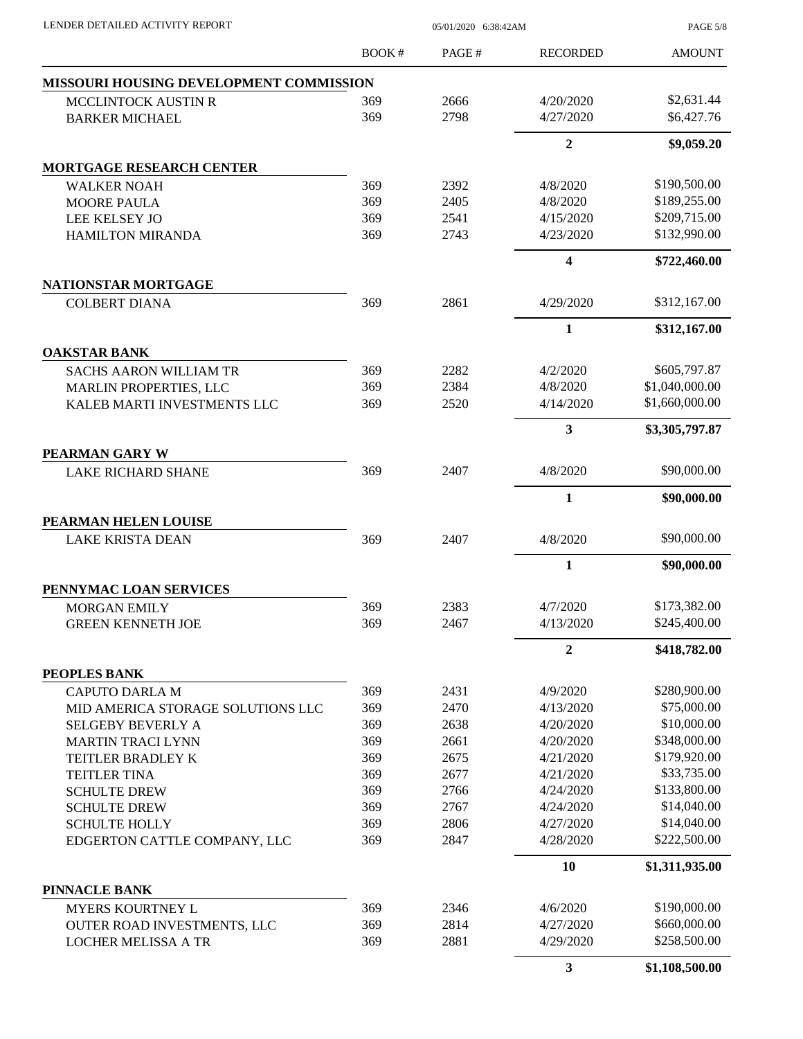| | BOOK # | PAGE # | RECORDED | AMOUNT |
|---|---|---|---|---|
| **MISSOURI HOUSING DEVELOPMENT COMMISSION** | | | | |
| MCCLINTOCK AUSTIN R | 369 | 2666 | 4/20/2020 | $2,631.44 |
| BARKER MICHAEL | 369 | 2798 | 4/27/2020 | $6,427.76 |
| | | | **2** | **$9,059.20** |
| **MORTGAGE RESEARCH CENTER** | | | | |
| WALKER NOAH | 369 | 2392 | 4/8/2020 | $190,500.00 |
| MOORE PAULA | 369 | 2405 | 4/8/2020 | $189,255.00 |
| LEE KELSEY JO | 369 | 2541 | 4/15/2020 | $209,715.00 |
| HAMILTON MIRANDA | 369 | 2743 | 4/23/2020 | $132,990.00 |
| | | | **4** | **$722,460.00** |
| **NATIONSTAR MORTGAGE** | | | | |
| COLBERT DIANA | 369 | 2861 | 4/29/2020 | $312,167.00 |
| | | | **1** | **$312,167.00** |
| **OAKSTAR BANK** | | | | |
| SACHS AARON WILLIAM TR | 369 | 2282 | 4/2/2020 | $605,797.87 |
| MARLIN PROPERTIES, LLC | 369 | 2384 | 4/8/2020 | $1,040,000.00 |
| KALEB MARTI INVESTMENTS LLC | 369 | 2520 | 4/14/2020 | $1,660,000.00 |
| | | | **3** | **$3,305,797.87** |
| **PEARMAN GARY W** | | | | |
| LAKE RICHARD SHANE | 369 | 2407 | 4/8/2020 | $90,000.00 |
| | | | **1** | **$90,000.00** |
| **PEARMAN HELEN LOUISE** | | | | |
| LAKE KRISTA DEAN | 369 | 2407 | 4/8/2020 | $90,000.00 |
| | | | **1** | **$90,000.00** |
| **PENNYMAC LOAN SERVICES** | | | | |
| MORGAN EMILY | 369 | 2383 | 4/7/2020 | $173,382.00 |
| GREEN KENNETH JOE | 369 | 2467 | 4/13/2020 | $245,400.00 |
| | | | **2** | **$418,782.00** |
| **PEOPLES BANK** | | | | |
| CAPUTO DARLA M | 369 | 2431 | 4/9/2020 | $280,900.00 |
| MID AMERICA STORAGE SOLUTIONS LLC | 369 | 2470 | 4/13/2020 | $75,000.00 |
| SELGEBY BEVERLY A | 369 | 2638 | 4/20/2020 | $10,000.00 |
| MARTIN TRACI LYNN | 369 | 2661 | 4/20/2020 | $348,000.00 |
| TEITLER BRADLEY K | 369 | 2675 | 4/21/2020 | $179,920.00 |
| TEITLER TINA | 369 | 2677 | 4/21/2020 | $33,735.00 |
| SCHULTE DREW | 369 | 2766 | 4/24/2020 | $133,800.00 |
| SCHULTE DREW | 369 | 2767 | 4/24/2020 | $14,040.00 |
| SCHULTE HOLLY | 369 | 2806 | 4/27/2020 | $14,040.00 |
| EDGERTON CATTLE COMPANY, LLC | 369 | 2847 | 4/28/2020 | $222,500.00 |
| | | | **10** | **$1,311,935.00** |
| **PINNACLE BANK** | | | | |
| MYERS KOURTNEY L | 369 | 2346 | 4/6/2020 | $190,000.00 |
| OUTER ROAD INVESTMENTS, LLC | 369 | 2814 | 4/27/2020 | $660,000.00 |
| LOCHER MELISSA A TR | 369 | 2881 | 4/29/2020 | $258,500.00 |
| | | | **3** | **$1,108,500.00** |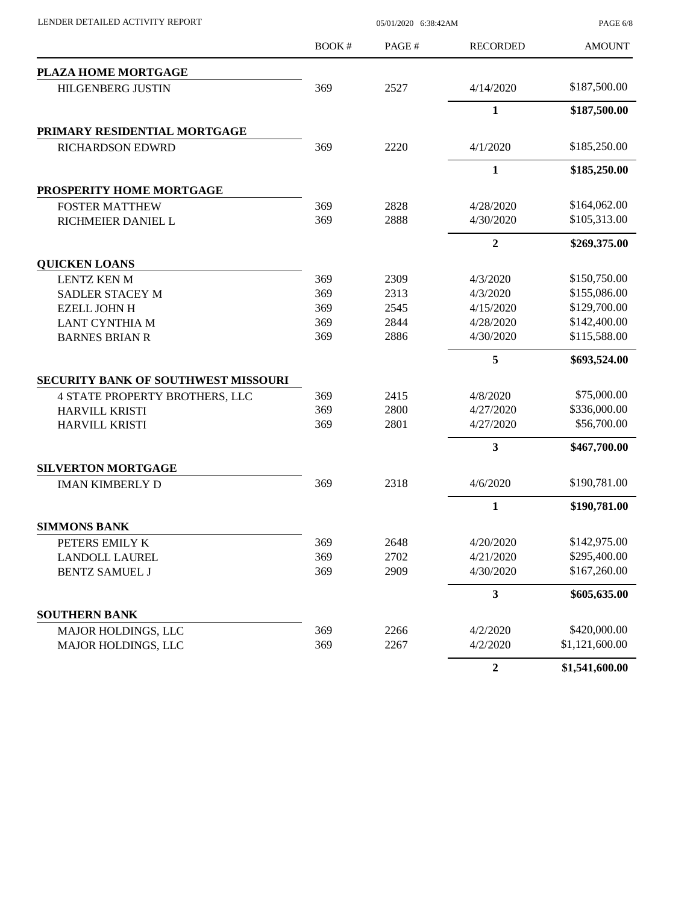| | BOOK # | PAGE # | RECORDED | AMOUNT |
|---|---|---|---|---|
| **PLAZA HOME MORTGAGE** | | | | |
| HILGENBERG JUSTIN | 369 | 2527 | 4/14/2020 | $187,500.00 |
| | | | **1** | **$187,500.00** |
| **PRIMARY RESIDENTIAL MORTGAGE** | | | | |
| RICHARDSON EDWRD | 369 | 2220 | 4/1/2020 | $185,250.00 |
| | | | **1** | **$185,250.00** |
| **PROSPERITY HOME MORTGAGE** | | | | |
| FOSTER MATTHEW | 369 | 2828 | 4/28/2020 | $164,062.00 |
| RICHMEIER DANIEL L | 369 | 2888 | 4/30/2020 | $105,313.00 |
| | | | **2** | **$269,375.00** |
| **QUICKEN LOANS** | | | | |
| LENTZ KEN M | 369 | 2309 | 4/3/2020 | $150,750.00 |
| SADLER STACEY M | 369 | 2313 | 4/3/2020 | $155,086.00 |
| EZELL JOHN H | 369 | 2545 | 4/15/2020 | $129,700.00 |
| LANT CYNTHIA M | 369 | 2844 | 4/28/2020 | $142,400.00 |
| BARNES BRIAN R | 369 | 2886 | 4/30/2020 | $115,588.00 |
| | | | **5** | **$693,524.00** |
| **SECURITY BANK OF SOUTHWEST MISSOURI** | | | | |
| 4 STATE PROPERTY BROTHERS, LLC | 369 | 2415 | 4/8/2020 | $75,000.00 |
| HARVILL KRISTI | 369 | 2800 | 4/27/2020 | $336,000.00 |
| HARVILL KRISTI | 369 | 2801 | 4/27/2020 | $56,700.00 |
| | | | **3** | **$467,700.00** |
| **SILVERTON MORTGAGE** | | | | |
| IMAN KIMBERLY D | 369 | 2318 | 4/6/2020 | $190,781.00 |
| | | | **1** | **$190,781.00** |
| **SIMMONS BANK** | | | | |
| PETERS EMILY K | 369 | 2648 | 4/20/2020 | $142,975.00 |
| LANDOLL LAUREL | 369 | 2702 | 4/21/2020 | $295,400.00 |
| BENTZ SAMUEL J | 369 | 2909 | 4/30/2020 | $167,260.00 |
| | | | **3** | **$605,635.00** |
| **SOUTHERN BANK** | | | | |
| MAJOR HOLDINGS, LLC | 369 | 2266 | 4/2/2020 | $420,000.00 |
| MAJOR HOLDINGS, LLC | 369 | 2267 | 4/2/2020 | $1,121,600.00 |
| | | | **2** | **$1,541,600.00** |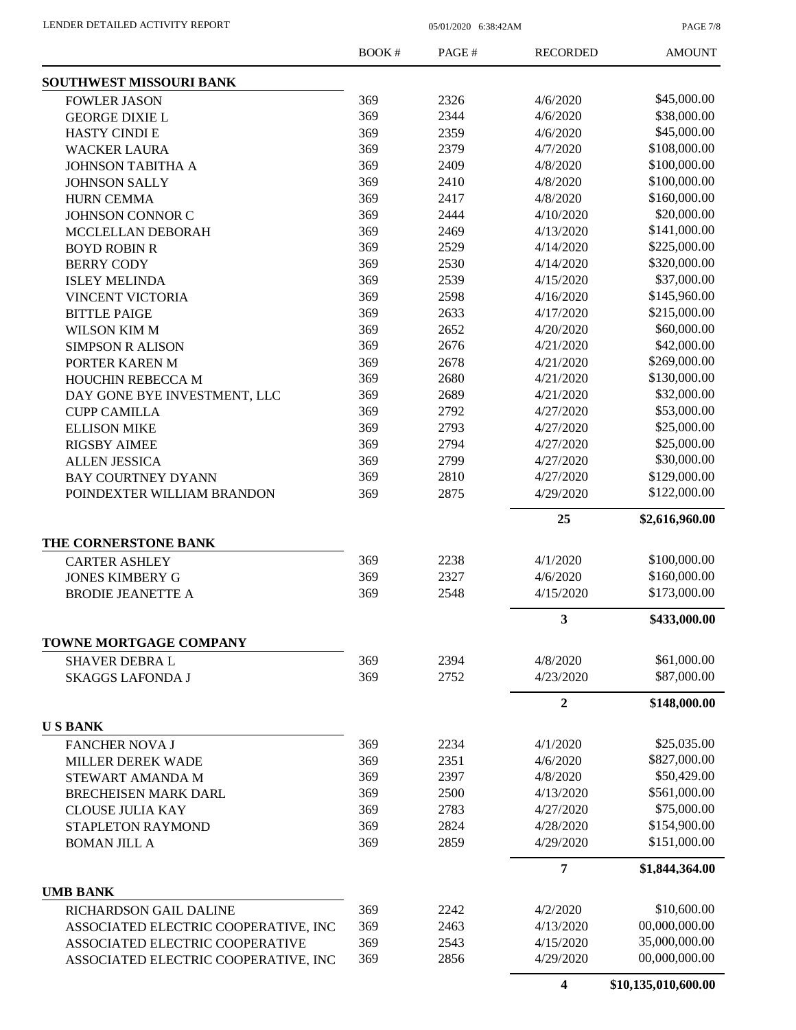| | BOOK # | PAGE # | RECORDED | AMOUNT |
|---|---|---|---|---|
| **SOUTHWEST MISSOURI BANK** | | | | |
| FOWLER JASON | 369 | 2326 | 4/6/2020 | \$45,000.00 |
| GEORGE DIXIE L | 369 | 2344 | 4/6/2020 | \$38,000.00 |
| HASTY CINDI E | 369 | 2359 | 4/6/2020 | \$45,000.00 |
| WACKER LAURA | 369 | 2379 | 4/7/2020 | \$108,000.00 |
| JOHNSON TABITHA A | 369 | 2409 | 4/8/2020 | \$100,000.00 |
| JOHNSON SALLY | 369 | 2410 | 4/8/2020 | \$100,000.00 |
| HURN CEMMA | 369 | 2417 | 4/8/2020 | \$160,000.00 |
| JOHNSON CONNOR C | 369 | 2444 | 4/10/2020 | \$20,000.00 |
| MCCLELLAN DEBORAH | 369 | 2469 | 4/13/2020 | \$141,000.00 |
| BOYD ROBIN R | 369 | 2529 | 4/14/2020 | \$225,000.00 |
| BERRY CODY | 369 | 2530 | 4/14/2020 | \$320,000.00 |
| ISLEY MELINDA | 369 | 2539 | 4/15/2020 | \$37,000.00 |
| VINCENT VICTORIA | 369 | 2598 | 4/16/2020 | \$145,960.00 |
| BITTLE PAIGE | 369 | 2633 | 4/17/2020 | \$215,000.00 |
| WILSON KIM M | 369 | 2652 | 4/20/2020 | \$60,000.00 |
| SIMPSON R ALISON | 369 | 2676 | 4/21/2020 | \$42,000.00 |
| PORTER KAREN M | 369 | 2678 | 4/21/2020 | \$269,000.00 |
| HOUCHIN REBECCA M | 369 | 2680 | 4/21/2020 | \$130,000.00 |
| DAY GONE BYE INVESTMENT, LLC | 369 | 2689 | 4/21/2020 | \$32,000.00 |
| CUPP CAMILLA | 369 | 2792 | 4/27/2020 | \$53,000.00 |
| ELLISON MIKE | 369 | 2793 | 4/27/2020 | \$25,000.00 |
| RIGSBY AIMEE | 369 | 2794 | 4/27/2020 | \$25,000.00 |
| ALLEN JESSICA | 369 | 2799 | 4/27/2020 | \$30,000.00 |
| BAY COURTNEY DYANN | 369 | 2810 | 4/27/2020 | \$129,000.00 |
| POINDEXTER WILLIAM BRANDON | 369 | 2875 | 4/29/2020 | \$122,000.00 |
| | | | **25** | **\$2,616,960.00** |
| **THE CORNERSTONE BANK** | | | | |
| CARTER ASHLEY | 369 | 2238 | 4/1/2020 | \$100,000.00 |
| JONES KIMBERY G | 369 | 2327 | 4/6/2020 | \$160,000.00 |
| BRODIE JEANETTE A | 369 | 2548 | 4/15/2020 | \$173,000.00 |
| | | | **3** | **\$433,000.00** |
| **TOWNE MORTGAGE COMPANY** | | | | |
| SHAVER DEBRA L | 369 | 2394 | 4/8/2020 | \$61,000.00 |
| SKAGGS LAFONDA J | 369 | 2752 | 4/23/2020 | \$87,000.00 |
| | | | **2** | **\$148,000.00** |
| **U S BANK** | | | | |
| FANCHER NOVA J | 369 | 2234 | 4/1/2020 | \$25,035.00 |
| MILLER DEREK WADE | 369 | 2351 | 4/6/2020 | \$827,000.00 |
| STEWART AMANDA M | 369 | 2397 | 4/8/2020 | \$50,429.00 |
| BRECHEISEN MARK DARL | 369 | 2500 | 4/13/2020 | \$561,000.00 |
| CLOUSE JULIA KAY | 369 | 2783 | 4/27/2020 | \$75,000.00 |
| STAPLETON RAYMOND | 369 | 2824 | 4/28/2020 | \$154,900.00 |
| BOMAN JILL A | 369 | 2859 | 4/29/2020 | \$151,000.00 |
| | | | **7** | **\$1,844,364.00** |
| **UMB BANK** | | | | |
| RICHARDSON GAIL DALINE | 369 | 2242 | 4/2/2020 | \$10,600.00 |
| ASSOCIATED ELECTRIC COOPERATIVE, INC | 369 | 2463 | 4/13/2020 | 00,000,000.00 |
| ASSOCIATED ELECTRIC COOPERATIVE | 369 | 2543 | 4/15/2020 | 35,000,000.00 |
| ASSOCIATED ELECTRIC COOPERATIVE, INC | 369 | 2856 | 4/29/2020 | 00,000,000.00 |
| | | | **4** | **\$10,135,010,600.00** |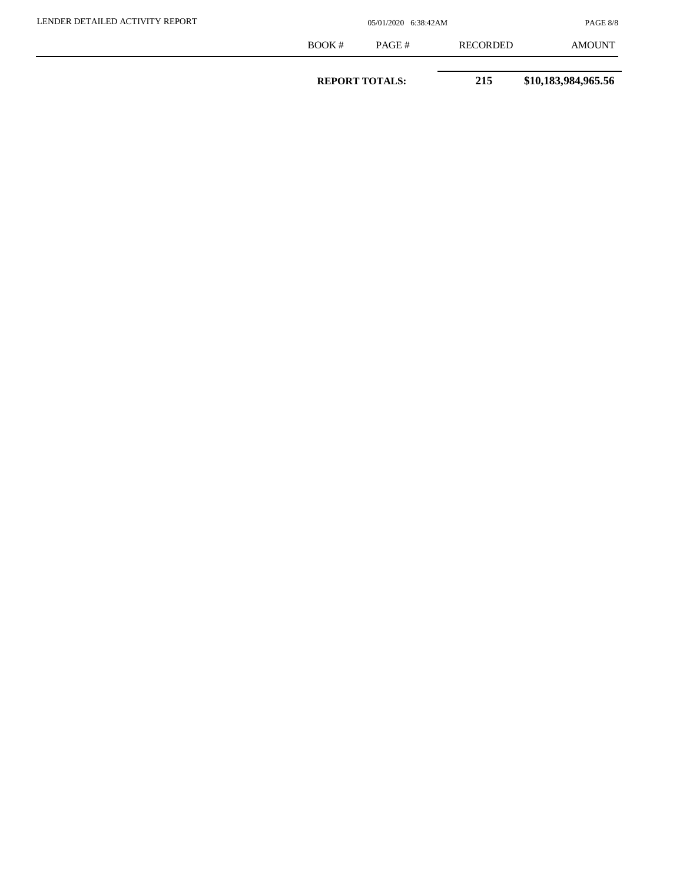| BOOK # | PAGE # | RECORDED | AMOUNT |
| --- | --- | --- | --- |
| **REPORT TOTALS:** | | **215** | **$10,183,984,965.56** |